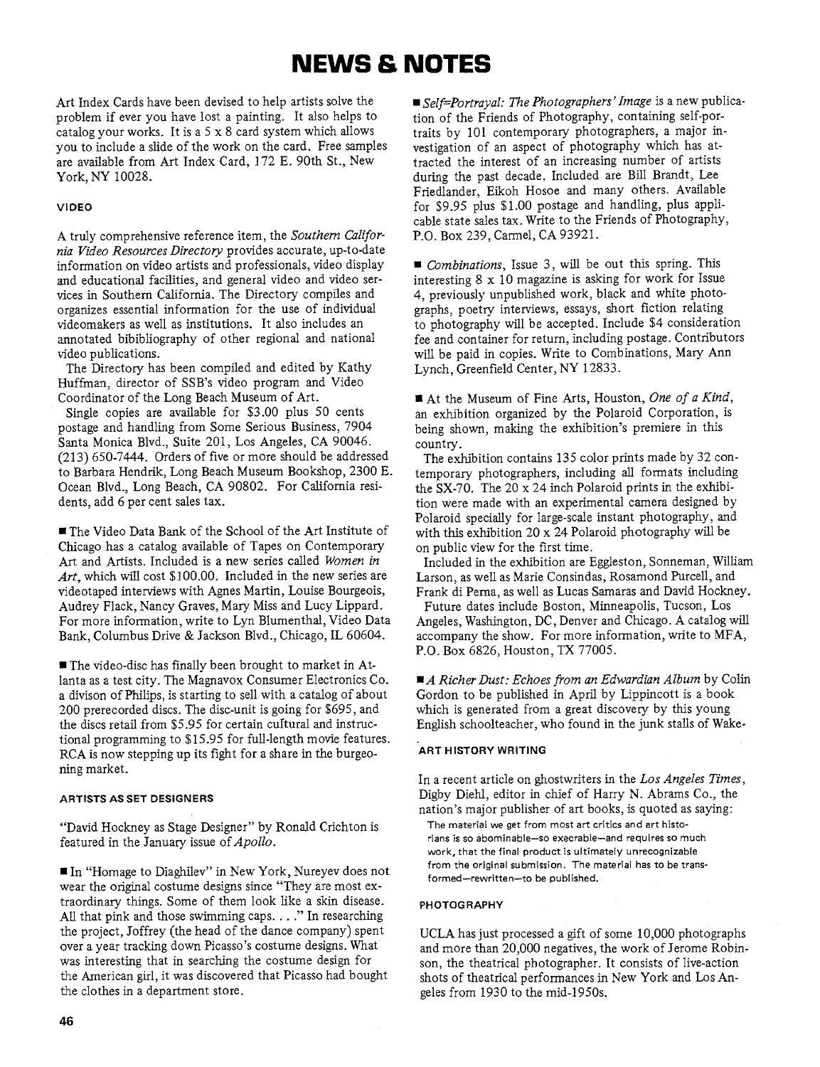# NEWS & NOTES

Art Index Cards have been devised to help artists solve the problem if ever you have lost a painting. It also helps to catalog your works. It is a 5 x 8 card system which allows you to include a slide of the work on the card. Free samples are available from Art Index Card, 172 E. 90th St., New York, NY 10028.

### VIDEO

A truly comprehensive reference item, the *Southern California Video Resources Directory* provides accurate, up-to-date information on video artists and professionals, video display and educational facilities, and general video and video services in Southern California. The Directory compiles and organizes essential information for the use of individual videomakers as well as institutions. It also includes an annotated bibibliography of other regional and national video publications.

The Directory has been compiled and edited by Kathy Huffman, director of SSB's video program and Video Coordinator of the Long Beach Museum of Art.

Single copies are available for $3.00 plus 50 cents postage and handling from Some Serious Business, 7904 Santa Monica Blvd., Suite 201, Los Angeles, CA 90046. (213) 650-7444. Orders of five or more should be addressed to Barbara Hendrik, Long Beach Museum Bookshop, 2300 E. Ocean Blvd., Long Beach, CA 90802. For California residents, add 6 per cent sales tax.

■ The Video Data Bank of the School of the Art Institute of Chicago has a catalog available of Tapes on Contemporary Art and Artists. Included is a new series called *Women in Art*, which will cost $100.00. Included in the new series are videotaped interviews with Agnes Martin, Louise Bourgeois, Audrey Flack, Nancy Graves, Mary Miss and Lucy Lippard. For more information, write to Lyn Blumenthal, Video Data Bank, Columbus Drive & Jackson Blvd., Chicago, IL 60604.

■ The video-disc has finally been brought to market in Atlanta as a test city. The Magnavox Consumer Electronics Co. a divison of Philips, is starting to sell with a catalog of about 200 prerecorded discs. The disc-unit is going for $695, and the discs retail from $5.95 for certain cultural and instructional programming to $15.95 for full-length movie features. RCA is now stepping up its fight for a share in the burgeoning market.

### ARTISTS AS SET DESIGNERS

"David Hockney as Stage Designer" by Ronald Crichton is featured in the January issue of *Apollo*.

■ In "Homage to Diaghilev" in New York, Nureyev does not wear the original costume designs since "They are most extraordinary things. Some of them look like a skin disease. All that pink and those swimming caps. . . ." In researching the project, Joffrey (the head of the dance company) spent over a year tracking down Picasso's costume designs. What was interesting that in searching the costume design for the American girl, it was discovered that Picasso had bought the clothes in a department store.

■ *Self=Portrayal: The Photographers' Image* is a new publication of the Friends of Photography, containing self-portraits by 101 contemporary photographers, a major investigation of an aspect of photography which has attracted the interest of an increasing number of artists during the past decade. Included are Bill Brandt, Lee Friedlander, Eikoh Hosoe and many others. Available for $9.95 plus $1.00 postage and handling, plus applicable state sales tax. Write to the Friends of Photography, P.O. Box 239, Carmel, CA 93921.

■ *Combinations*, Issue 3, will be out this spring. This interesting 8 x 10 magazine is asking for work for Issue 4, previously unpublished work, black and white photographs, poetry interviews, essays, short fiction relating to photography will be accepted. Include $4 consideration fee and container for return, including postage. Contributors will be paid in copies. Write to Combinations, Mary Ann Lynch, Greenfield Center, NY 12833.

■ At the Museum of Fine Arts, Houston, *One of a Kind*, an exhibition organized by the Polaroid Corporation, is being shown, making the exhibition's premiere in this country.

The exhibition contains 135 color prints made by 32 contemporary photographers, including all formats including the SX-70. The 20 x 24 inch Polaroid prints in the exhibition were made with an experimental camera designed by Polaroid specially for large-scale instant photography, and with this exhibition 20 x 24 Polaroid photography will be on public view for the first time.

Included in the exhibition are Eggleston, Sonneman, William Larson, as well as Marie Consindas, Rosamond Purcell, and Frank di Perna, as well as Lucas Samaras and David Hockney.

Future dates include Boston, Minneapolis, Tucson, Los Angeles, Washington, DC, Denver and Chicago. A catalog will accompany the show. For more information, write to MFA, P.O. Box 6826, Houston, TX 77005.

■ *A Richer Dust: Echoes from an Edwardian Album* by Colin Gordon to be published in April by Lippincott is a book which is generated from a great discovery by this young English schoolteacher, who found in the junk stalls of Wake-

### ART HISTORY WRITING

In a recent article on ghostwriters in the *Los Angeles Times*, Digby Diehl, editor in chief of Harry N. Abrams Co., the nation's major publisher of art books, is quoted as saying:

> The material we get from most art critics and art historians is so abominable—so execrable—and requires so much work, that the final product is ultimately unrecognizable from the original submission. The material has to be transformed—rewritten—to be published.

### PHOTOGRAPHY

UCLA has just processed a gift of some 10,000 photographs and more than 20,000 negatives, the work of Jerome Robinson, the theatrical photographer. It consists of live-action shots of theatrical performances in New York and Los Angeles from 1930 to the mid-1950s.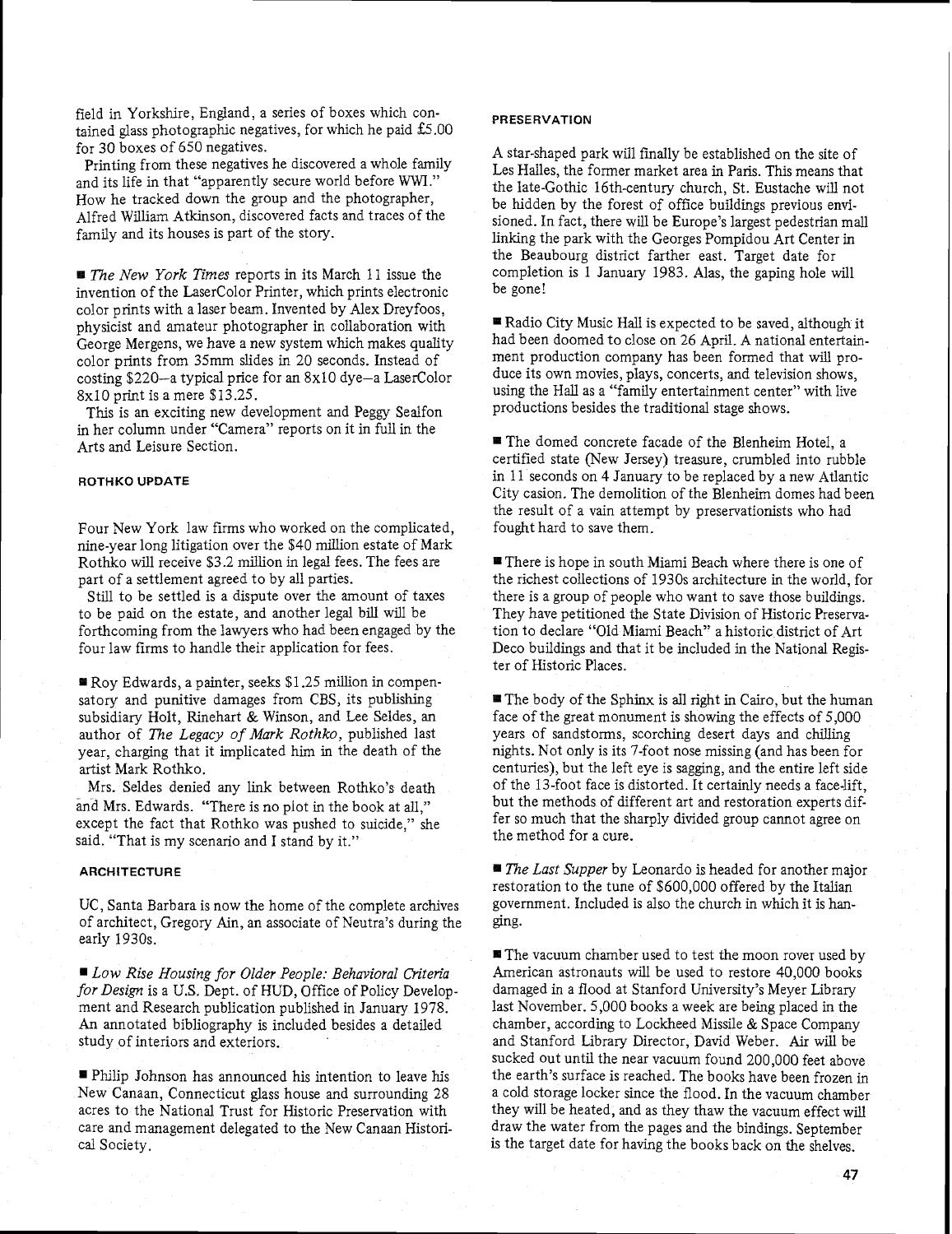field in Yorkshire, England, a series of boxes which contained glass photographic negatives, for which he paid £5.00 for 30 boxes of 650 negatives.

Printing from these negatives he discovered a whole family and its life in that "apparently secure world before WWI." How he tracked down the group and the photographer, Alfred William Atkinson, discovered facts and traces of the family and its houses is part of the story.

■ *The New York Times* reports in its March 11 issue the invention of the LaserColor Printer, which prints electronic color prints with a laser beam. Invented by Alex Dreyfoos, physicist and amateur photographer in collaboration with George Mergens, we have a new system which makes quality color prints from 35mm slides in 20 seconds. Instead of costing $220—a typical price for an 8x10 dye—a LaserColor 8x10 print is a mere $13.25.

This is an exciting new development and Peggy Sealfon in her column under "Camera" reports on it in full in the Arts and Leisure Section.

#### ROTHKO UPDATE

Four New York law firms who worked on the complicated, nine-year long litigation over the $40 million estate of Mark Rothko will receive $3.2 million in legal fees. The fees are part of a settlement agreed to by all parties.

Still to be settled is a dispute over the amount of taxes to be paid on the estate, and another legal bill will be forthcoming from the lawyers who had been engaged by the four law firms to handle their application for fees.

■ Roy Edwards, a painter, seeks $1.25 million in compensatory and punitive damages from CBS, its publishing subsidiary Holt, Rinehart & Winson, and Lee Seldes, an author of *The Legacy of Mark Rothko*, published last year, charging that it implicated him in the death of the artist Mark Rothko.

Mrs. Seldes denied any link between Rothko's death and Mrs. Edwards. "There is no plot in the book at all," except the fact that Rothko was pushed to suicide," she said. "That is my scenario and I stand by it."

#### ARCHITECTURE

UC, Santa Barbara is now the home of the complete archives of architect, Gregory Ain, an associate of Neutra's during the early 1930s.

■ *Low Rise Housing for Older People: Behavioral Criteria for Design* is a U.S. Dept. of HUD, Office of Policy Development and Research publication published in January 1978. An annotated bibliography is included besides a detailed study of interiors and exteriors.

■ Philip Johnson has announced his intention to leave his New Canaan, Connecticut glass house and surrounding 28 acres to the National Trust for Historic Preservation with care and management delegated to the New Canaan Historical Society.

#### PRESERVATION

A star-shaped park will finally be established on the site of Les Halles, the former market area in Paris. This means that the late-Gothic 16th-century church, St. Eustache will not be hidden by the forest of office buildings previous envisioned. In fact, there will be Europe's largest pedestrian mall linking the park with the Georges Pompidou Art Center in the Beaubourg district farther east. Target date for completion is 1 January 1983. Alas, the gaping hole will be gone!

■ Radio City Music Hall is expected to be saved, although it had been doomed to close on 26 April. A national entertainment production company has been formed that will produce its own movies, plays, concerts, and television shows, using the Hall as a "family entertainment center" with live productions besides the traditional stage shows.

■ The domed concrete facade of the Blenheim Hotel, a certified state (New Jersey) treasure, crumbled into rubble in 11 seconds on 4 January to be replaced by a new Atlantic City casion. The demolition of the Blenheim domes had been the result of a vain attempt by preservationists who had fought hard to save them.

■ There is hope in south Miami Beach where there is one of the richest collections of 1930s architecture in the world, for there is a group of people who want to save those buildings. They have petitioned the State Division of Historic Preservation to declare "Old Miami Beach" a historic district of Art Deco buildings and that it be included in the National Register of Historic Places.

■ The body of the Sphinx is all right in Cairo, but the human face of the great monument is showing the effects of 5,000 years of sandstorms, scorching desert days and chilling nights. Not only is its 7-foot nose missing (and has been for centuries), but the left eye is sagging, and the entire left side of the 13-foot face is distorted. It certainly needs a face-lift, but the methods of different art and restoration experts differ so much that the sharply divided group cannot agree on the method for a cure.

■ *The Last Supper* by Leonardo is headed for another major restoration to the tune of $600,000 offered by the Italian government. Included is also the church in which it is hanging.

■ The vacuum chamber used to test the moon rover used by American astronauts will be used to restore 40,000 books damaged in a flood at Stanford University's Meyer Library last November. 5,000 books a week are being placed in the chamber, according to Lockheed Missile & Space Company and Stanford Library Director, David Weber. Air will be sucked out until the near vacuum found 200,000 feet above the earth's surface is reached. The books have been frozen in a cold storage locker since the flood. In the vacuum chamber they will be heated, and as they thaw the vacuum effect will draw the water from the pages and the bindings. September is the target date for having the books back on the shelves.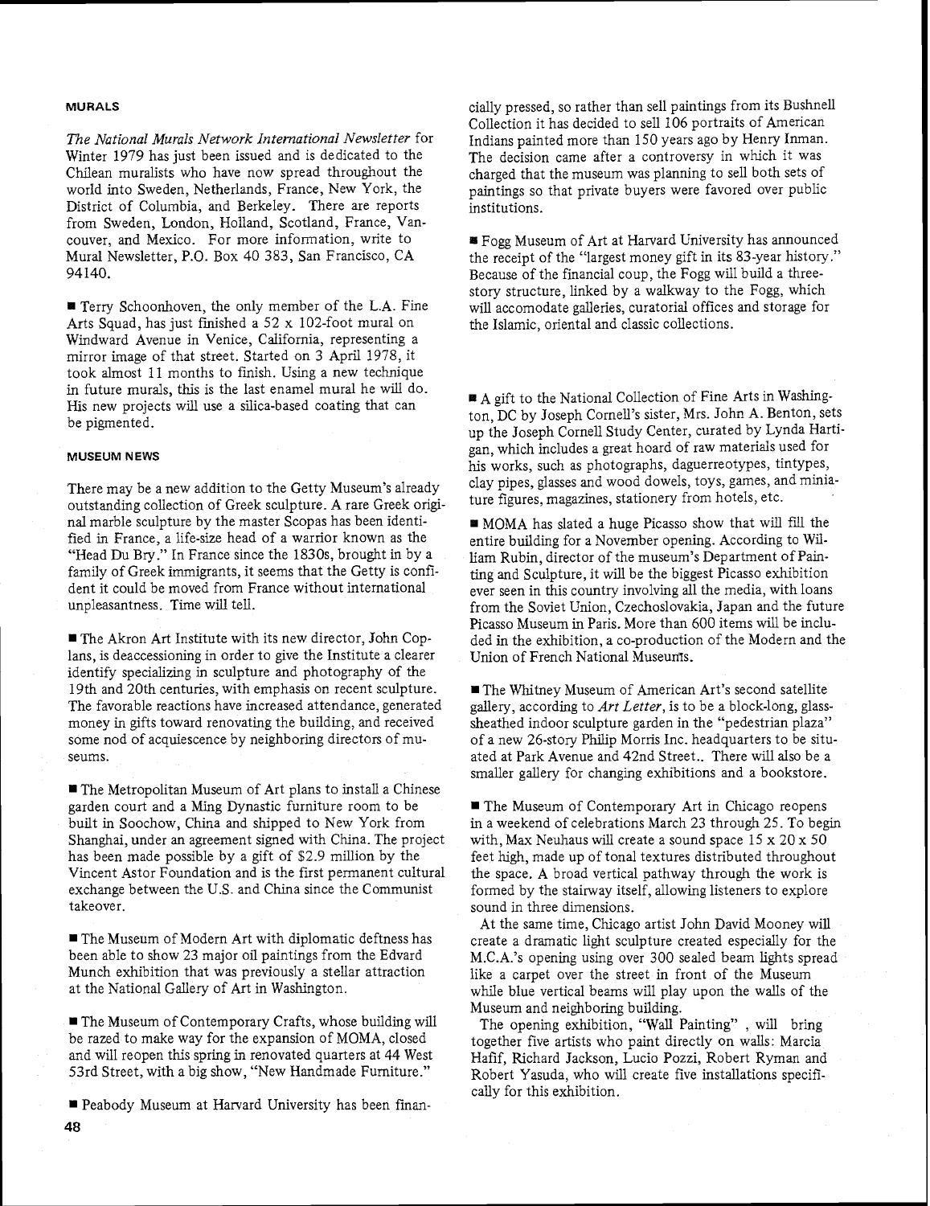## MURALS

*The National Murals Network International Newsletter* for Winter 1979 has just been issued and is dedicated to the Chilean muralists who have now spread throughout the world into Sweden, Netherlands, France, New York, the District of Columbia, and Berkeley. There are reports from Sweden, London, Holland, Scotland, France, Vancouver, and Mexico. For more information, write to Mural Newsletter, P.O. Box 40 383, San Francisco, CA 94140.

■ Terry Schoonhoven, the only member of the L.A. Fine Arts Squad, has just finished a 52 x 102-foot mural on Windward Avenue in Venice, California, representing a mirror image of that street. Started on 3 April 1978, it took almost 11 months to finish. Using a new technique in future murals, this is the last enamel mural he will do. His new projects will use a silica-based coating that can be pigmented.

## MUSEUM NEWS

There may be a new addition to the Getty Museum's already outstanding collection of Greek sculpture. A rare Greek original marble sculpture by the master Scopas has been identified in France, a life-size head of a warrior known as the "Head Du Bry." In France since the 1830s, brought in by a family of Greek immigrants, it seems that the Getty is confident it could be moved from France without international unpleasantness. Time will tell.

■ The Akron Art Institute with its new director, John Coplans, is deaccessioning in order to give the Institute a clearer identify specializing in sculpture and photography of the 19th and 20th centuries, with emphasis on recent sculpture. The favorable reactions have increased attendance, generated money in gifts toward renovating the building, and received some nod of acquiescence by neighboring directors of museums.

■ The Metropolitan Museum of Art plans to install a Chinese garden court and a Ming Dynastic furniture room to be built in Soochow, China and shipped to New York from Shanghai, under an agreement signed with China. The project has been made possible by a gift of $2.9 million by the Vincent Astor Foundation and is the first permanent cultural exchange between the U.S. and China since the Communist takeover.

■ The Museum of Modern Art with diplomatic deftness has been able to show 23 major oil paintings from the Edvard Munch exhibition that was previously a stellar attraction at the National Gallery of Art in Washington.

■ The Museum of Contemporary Crafts, whose building will be razed to make way for the expansion of MOMA, closed and will reopen this spring in renovated quarters at 44 West 53rd Street, with a big show, "New Handmade Furniture."

■ Peabody Museum at Harvard University has been financially pressed, so rather than sell paintings from its Bushnell Collection it has decided to sell 106 portraits of American Indians painted more than 150 years ago by Henry Inman. The decision came after a controversy in which it was charged that the museum was planning to sell both sets of paintings so that private buyers were favored over public institutions.

■ Fogg Museum of Art at Harvard University has announced the receipt of the "largest money gift in its 83-year history." Because of the financial coup, the Fogg will build a three-story structure, linked by a walkway to the Fogg, which will accomodate galleries, curatorial offices and storage for the Islamic, oriental and classic collections.

■ A gift to the National Collection of Fine Arts in Washington, DC by Joseph Cornell's sister, Mrs. John A. Benton, sets up the Joseph Cornell Study Center, curated by Lynda Hartigan, which includes a great hoard of raw materials used for his works, such as photographs, daguerreotypes, tintypes, clay pipes, glasses and wood dowels, toys, games, and miniature figures, magazines, stationery from hotels, etc.

■ MOMA has slated a huge Picasso show that will fill the entire building for a November opening. According to William Rubin, director of the museum's Department of Painting and Sculpture, it will be the biggest Picasso exhibition ever seen in this country involving all the media, with loans from the Soviet Union, Czechoslovakia, Japan and the future Picasso Museum in Paris. More than 600 items will be included in the exhibition, a co-production of the Modern and the Union of French National Museums.

■ The Whitney Museum of American Art's second satellite gallery, according to *Art Letter*, is to be a block-long, glass-sheathed indoor sculpture garden in the "pedestrian plaza" of a new 26-story Philip Morris Inc. headquarters to be situated at Park Avenue and 42nd Street.. There will also be a smaller gallery for changing exhibitions and a bookstore.

■ The Museum of Contemporary Art in Chicago reopens in a weekend of celebrations March 23 through 25. To begin with, Max Neuhaus will create a sound space 15 x 20 x 50 feet high, made up of tonal textures distributed throughout the space. A broad vertical pathway through the work is formed by the stairway itself, allowing listeners to explore sound in three dimensions.

At the same time, Chicago artist John David Mooney will create a dramatic light sculpture created especially for the M.C.A.'s opening using over 300 sealed beam lights spread like a carpet over the street in front of the Museum while blue vertical beams will play upon the walls of the Museum and neighboring building.

The opening exhibition, "Wall Painting" , will bring together five artists who paint directly on walls: Marcia Hafif, Richard Jackson, Lucio Pozzi, Robert Ryman and Robert Yasuda, who will create five installations specifically for this exhibition.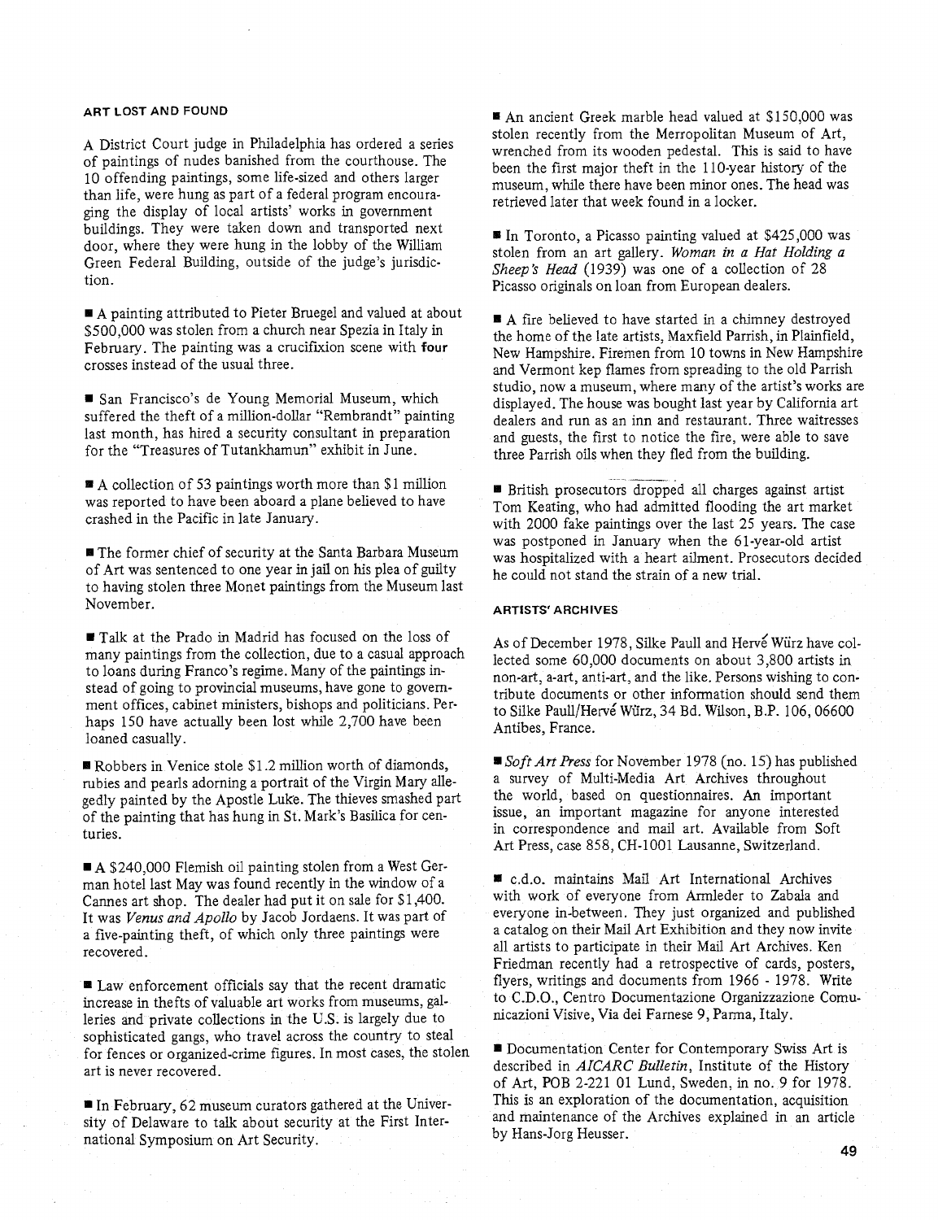### ART LOST AND FOUND

A District Court judge in Philadelphia has ordered a series of paintings of nudes banished from the courthouse. The 10 offending paintings, some life-sized and others larger than life, were hung as part of a federal program encouraging the display of local artists' works in government buildings. They were taken down and transported next door, where they were hung in the lobby of the William Green Federal Building, outside of the judge's jurisdiction.

■ A painting attributed to Pieter Bruegel and valued at about $500,000 was stolen from a church near Spezia in Italy in February. The painting was a crucifixion scene with **four** crosses instead of the usual three.

■ San Francisco's de Young Memorial Museum, which suffered the theft of a million-dollar "Rembrandt" painting last month, has hired a security consultant in preparation for the "Treasures of Tutankhamun" exhibit in June.

■ A collection of 53 paintings worth more than $1 million was reported to have been aboard a plane believed to have crashed in the Pacific in late January.

■ The former chief of security at the Santa Barbara Museum of Art was sentenced to one year in jail on his plea of guilty to having stolen three Monet paintings from the Museum last November.

■ Talk at the Prado in Madrid has focused on the loss of many paintings from the collection, due to a casual approach to loans during Franco's regime. Many of the paintings instead of going to provincial museums, have gone to government offices, cabinet ministers, bishops and politicians. Perhaps 150 have actually been lost while 2,700 have been loaned casually.

■ Robbers in Venice stole $1.2 million worth of diamonds, rubies and pearls adorning a portrait of the Virgin Mary allegedly painted by the Apostle Luke. The thieves smashed part of the painting that has hung in St. Mark's Basilica for centuries.

■ A $240,000 Flemish oil painting stolen from a West German hotel last May was found recently in the window of a Cannes art shop. The dealer had put it on sale for $1,400. It was *Venus and Apollo* by Jacob Jordaens. It was part of a five-painting theft, of which only three paintings were recovered.

■ Law enforcement officials say that the recent dramatic increase in thefts of valuable art works from museums, galleries and private collections in the U.S. is largely due to sophisticated gangs, who travel across the country to steal for fences or organized-crime figures. In most cases, the stolen art is never recovered.

■ In February, 62 museum curators gathered at the University of Delaware to talk about security at the First International Symposium on Art Security.

■ An ancient Greek marble head valued at $150,000 was stolen recently from the Merropolitan Museum of Art, wrenched from its wooden pedestal. This is said to have been the first major theft in the 110-year history of the museum, while there have been minor ones. The head was retrieved later that week found in a locker.

■ In Toronto, a Picasso painting valued at $425,000 was stolen from an art gallery. *Woman in a Hat Holding a Sheep's Head* (1939) was one of a collection of 28 Picasso originals on loan from European dealers.

■ A fire believed to have started in a chimney destroyed the home of the late artists, Maxfield Parrish, in Plainfield, New Hampshire. Firemen from 10 towns in New Hampshire and Vermont kep flames from spreading to the old Parrish studio, now a museum, where many of the artist's works are displayed. The house was bought last year by California art dealers and run as an inn and restaurant. Three waitresses and guests, the first to notice the fire, were able to save three Parrish oils when they fled from the building.

■ British prosecutors dropped all charges against artist Tom Keating, who had admitted flooding the art market with 2000 fake paintings over the last 25 years. The case was postponed in January when the 61-year-old artist was hospitalized with a heart ailment. Prosecutors decided he could not stand the strain of a new trial.

### ARTISTS' ARCHIVES

As of December 1978, Silke Paull and Hervé Würz have collected some 60,000 documents on about 3,800 artists in non-art, a-art, anti-art, and the like. Persons wishing to contribute documents or other information should send them to Silke Paull/Hervé Würz, 34 Bd. Wilson, B.P. 106, 06600 Antibes, France.

■ *Soft Art Press* for November 1978 (no. 15) has published a survey of Multi-Media Art Archives throughout the world, based on questionnaires. An important issue, an important magazine for anyone interested in correspondence and mail art. Available from Soft Art Press, case 858, CH-1001 Lausanne, Switzerland.

■ c.d.o. maintains Mail Art International Archives with work of everyone from Armleder to Zabala and everyone in-between. They just organized and published a catalog on their Mail Art Exhibition and they now invite all artists to participate in their Mail Art Archives. Ken Friedman recently had a retrospective of cards, posters, flyers, writings and documents from 1966 - 1978. Write to C.D.O., Centro Documentazione Organizzazione Comunicazioni Visive, Via dei Farnese 9, Parma, Italy.

■ Documentation Center for Contemporary Swiss Art is described in *AICARC Bulletin*, Institute of the History of Art, POB 2-221 01 Lund, Sweden, in no. 9 for 1978. This is an exploration of the documentation, acquisition and maintenance of the Archives explained in an article by Hans-Jorg Heusser.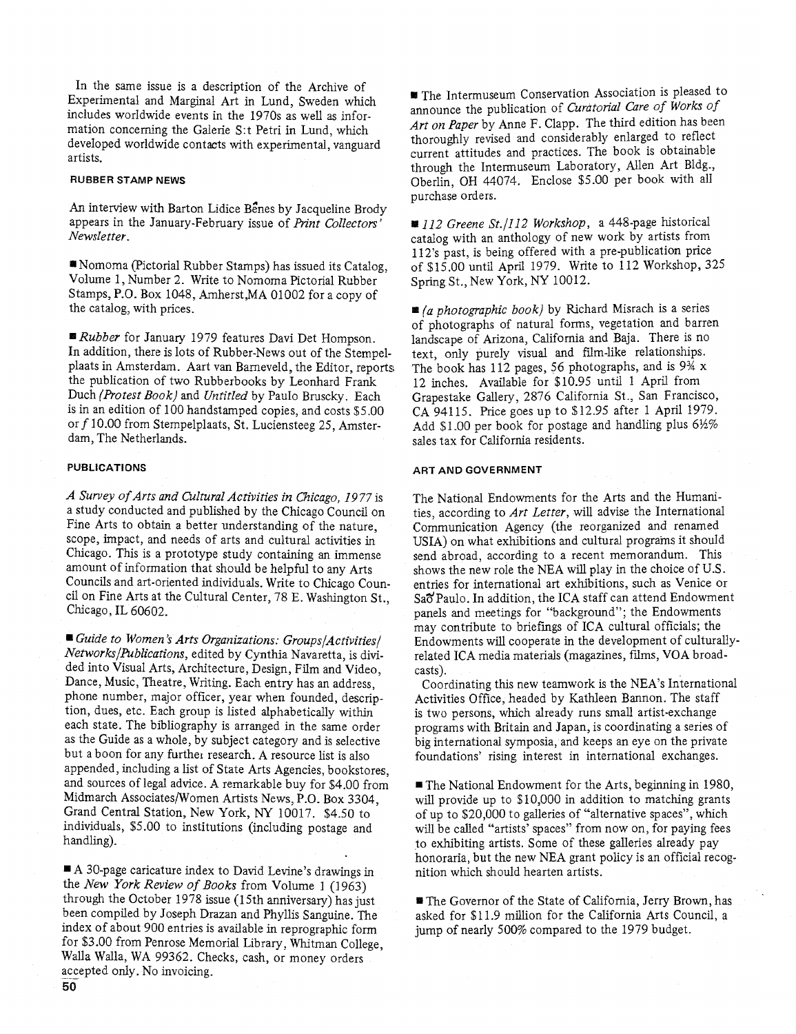In the same issue is a description of the Archive of Experimental and Marginal Art in Lund, Sweden which includes worldwide events in the 1970s as well as information concerning the Galerie S:t Petri in Lund, which developed worldwide contacts with experimental, vanguard artists.

### RUBBER STAMP NEWS

An interview with Barton Lidice Beňes by Jacqueline Brody appears in the January-February issue of *Print Collectors' Newsletter*.

■ Nomoma (Pictorial Rubber Stamps) has issued its Catalog, Volume 1, Number 2. Write to Nomoma Pictorial Rubber Stamps, P.O. Box 1048, Amherst,MA 01002 for a copy of the catalog, with prices.

■ *Rubber* for January 1979 features Davi Det Hompson. In addition, there is lots of Rubber-News out of the Stempelplaats in Amsterdam. Aart van Barneveld, the Editor, reports the publication of two Rubberbooks by Leonhard Frank Duch *(Protest Book)* and *Untitled* by Paulo Bruscky. Each is in an edition of 100 handstamped copies, and costs $5.00 or *f* 10.00 from Stempelplaats, St. Luciensteeg 25, Amsterdam, The Netherlands.

### PUBLICATIONS

*A Survey of Arts and Cultural Activities in Chicago, 1977* is a study conducted and published by the Chicago Council on Fine Arts to obtain a better understanding of the nature, scope, impact, and needs of arts and cultural activities in Chicago. This is a prototype study containing an immense amount of information that should be helpful to any Arts Councils and art-oriented individuals. Write to Chicago Council on Fine Arts at the Cultural Center, 78 E. Washington St., Chicago, IL 60602.

■ *Guide to Women's Arts Organizations: Groups/Activities/Networks/Publications*, edited by Cynthia Navaretta, is divided into Visual Arts, Architecture, Design, Film and Video, Dance, Music, Theatre, Writing. Each entry has an address, phone number, major officer, year when founded, description, dues, etc. Each group is listed alphabetically within each state. The bibliography is arranged in the same order as the Guide as a whole, by subject category and is selective but a boon for any further research. A resource list is also appended, including a list of State Arts Agencies, bookstores, and sources of legal advice. A remarkable buy for $4.00 from Midmarch Associates/Women Artists News, P.O. Box 3304, Grand Central Station, New York, NY 10017. $4.50 to individuals, $5.00 to institutions (including postage and handling).

■ A 30-page caricature index to David Levine's drawings in the *New York Review of Books* from Volume 1 (1963) through the October 1978 issue (15th anniversary) has just been compiled by Joseph Drazan and Phyllis Sanguine. The index of about 900 entries is available in reprographic form for $3.00 from Penrose Memorial Library, Whitman College, Walla Walla, WA 99362. Checks, cash, or money orders accepted only. No invoicing.

■ The Intermuseum Conservation Association is pleased to announce the publication of *Curatorial Care of Works of Art on Paper* by Anne F. Clapp. The third edition has been thoroughly revised and considerably enlarged to reflect current attitudes and practices. The book is obtainable through the Intermuseum Laboratory, Allen Art Bldg., Oberlin, OH 44074. Enclose $5.00 per book with all purchase orders.

■ *112 Greene St./112 Workshop*, a 448-page historical catalog with an anthology of new work by artists from 112's past, is being offered with a pre-publication price of $15.00 until April 1979. Write to 112 Workshop, 325 Spring St., New York, NY 10012.

■ *(a photographic book)* by Richard Misrach is a series of photographs of natural forms, vegetation and barren landscape of Arizona, California and Baja. There is no text, only purely visual and film-like relationships. The book has 112 pages, 56 photographs, and is 9¾ x 12 inches. Available for $10.95 until 1 April from Grapestake Gallery, 2876 California St., San Francisco, CA 94115. Price goes up to $12.95 after 1 April 1979. Add $1.00 per book for postage and handling plus 6½% sales tax for California residents.

### ART AND GOVERNMENT

The National Endowments for the Arts and the Humanities, according to *Art Letter*, will advise the International Communication Agency (the reorganized and renamed USIA) on what exhibitions and cultural programs it should send abroad, according to a recent memorandum. This shows the new role the NEA will play in the choice of U.S. entries for international art exhibitions, such as Venice or São Paulo. In addition, the ICA staff can attend Endowment panels and meetings for "background"; the Endowments may contribute to briefings of ICA cultural officials; the Endowments will cooperate in the development of culturally-related ICA media materials (magazines, films, VOA broadcasts).

Coordinating this new teamwork is the NEA's International Activities Office, headed by Kathleen Bannon. The staff is two persons, which already runs small artist-exchange programs with Britain and Japan, is coordinating a series of big international symposia, and keeps an eye on the private foundations' rising interest in international exchanges.

■ The National Endowment for the Arts, beginning in 1980, will provide up to $10,000 in addition to matching grants of up to $20,000 to galleries of "alternative spaces", which will be called "artists' spaces" from now on, for paying fees to exhibiting artists. Some of these galleries already pay honoraria, but the new NEA grant policy is an official recognition which should hearten artists.

■ The Governor of the State of California, Jerry Brown, has asked for $11.9 million for the California Arts Council, a jump of nearly 500% compared to the 1979 budget.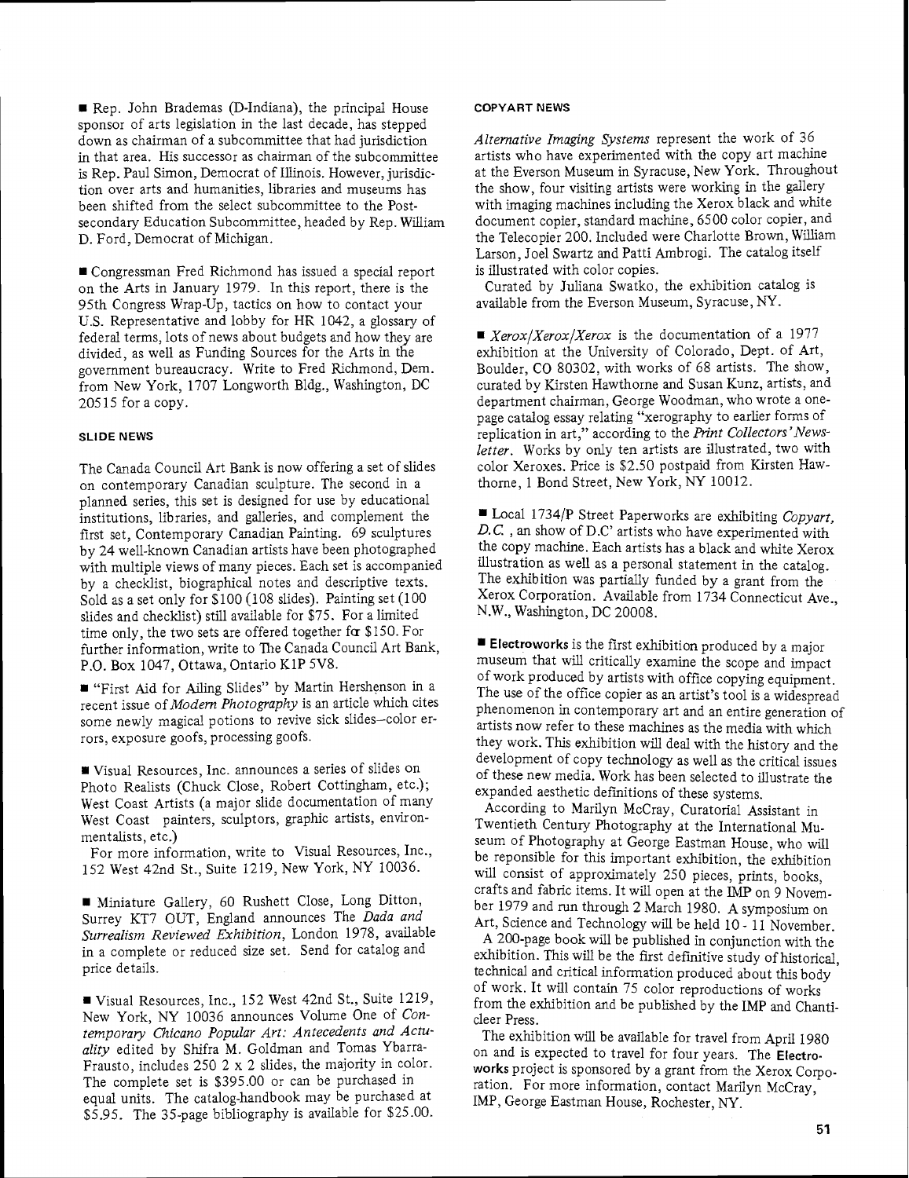■ Rep. John Brademas (D-Indiana), the principal House sponsor of arts legislation in the last decade, has stepped down as chairman of a subcommittee that had jurisdiction in that area. His successor as chairman of the subcommittee is Rep. Paul Simon, Democrat of Illinois. However, jurisdiction over arts and humanities, libraries and museums has been shifted from the select subcommittee to the Postsecondary Education Subcommittee, headed by Rep. William D. Ford, Democrat of Michigan.

■ Congressman Fred Richmond has issued a special report on the Arts in January 1979. In this report, there is the 95th Congress Wrap-Up, tactics on how to contact your U.S. Representative and lobby for HR 1042, a glossary of federal terms, lots of news about budgets and how they are divided, as well as Funding Sources for the Arts in the government bureaucracy. Write to Fred Richmond, Dem. from New York, 1707 Longworth Bldg., Washington, DC 20515 for a copy.

### SLIDE NEWS

The Canada Council Art Bank is now offering a set of slides on contemporary Canadian sculpture. The second in a planned series, this set is designed for use by educational institutions, libraries, and galleries, and complement the first set, Contemporary Canadian Painting. 69 sculptures by 24 well-known Canadian artists have been photographed with multiple views of many pieces. Each set is accompanied by a checklist, biographical notes and descriptive texts. Sold as a set only for $100 (108 slides). Painting set (100 slides and checklist) still available for $75. For a limited time only, the two sets are offered together for $150. For further information, write to The Canada Council Art Bank, P.O. Box 1047, Ottawa, Ontario K1P 5V8.

■ "First Aid for Ailing Slides" by Martin Hershenson in a recent issue of *Modern Photography* is an article which cites some newly magical potions to revive sick slides–color errors, exposure goofs, processing goofs.

■ Visual Resources, Inc. announces a series of slides on Photo Realists (Chuck Close, Robert Cottingham, etc.); West Coast Artists (a major slide documentation of many West Coast painters, sculptors, graphic artists, environmentalists, etc.)

For more information, write to Visual Resources, Inc., 152 West 42nd St., Suite 1219, New York, NY 10036.

■ Miniature Gallery, 60 Rushett Close, Long Ditton, Surrey KT7 OUT, England announces The *Dada and Surrealism Reviewed Exhibition*, London 1978, available in a complete or reduced size set. Send for catalog and price details.

■ Visual Resources, Inc., 152 West 42nd St., Suite 1219, New York, NY 10036 announces Volume One of *Contemporary Chicano Popular Art: Antecedents and Actuality* edited by Shifra M. Goldman and Tomas Ybarra-Frausto, includes 250 2 x 2 slides, the majority in color. The complete set is $395.00 or can be purchased in equal units. The catalog-handbook may be purchased at $5.95. The 35-page bibliography is available for $25.00.

### COPYART NEWS

*Alternative Imaging Systems* represent the work of 36 artists who have experimented with the copy art machine at the Everson Museum in Syracuse, New York. Throughout the show, four visiting artists were working in the gallery with imaging machines including the Xerox black and white document copier, standard machine, 6500 color copier, and the Telecopier 200. Included were Charlotte Brown, William Larson, Joel Swartz and Patti Ambrogi. The catalog itself is illustrated with color copies.

Curated by Juliana Swatko, the exhibition catalog is available from the Everson Museum, Syracuse, NY.

■ *Xerox/Xerox/Xerox* is the documentation of a 1977 exhibition at the University of Colorado, Dept. of Art, Boulder, CO 80302, with works of 68 artists. The show, curated by Kirsten Hawthorne and Susan Kunz, artists, and department chairman, George Woodman, who wrote a one-page catalog essay relating "xerography to earlier forms of replication in art," according to the *Print Collectors' Newsletter*. Works by only ten artists are illustrated, two with color Xeroxes. Price is $2.50 postpaid from Kirsten Hawthorne, 1 Bond Street, New York, NY 10012.

■ Local 1734/P Street Paperworks are exhibiting *Copyart, D.C.* , an show of D.C' artists who have experimented with the copy machine. Each artists has a black and white Xerox illustration as well as a personal statement in the catalog. The exhibition was partially funded by a grant from the Xerox Corporation. Available from 1734 Connecticut Ave., N.W., Washington, DC 20008.

■ **Electroworks** is the first exhibition produced by a major museum that will critically examine the scope and impact of work produced by artists with office copying equipment. The use of the office copier as an artist's tool is a widespread phenomenon in contemporary art and an entire generation of artists now refer to these machines as the media with which they work. This exhibition will deal with the history and the development of copy technology as well as the critical issues of these new media. Work has been selected to illustrate the expanded aesthetic definitions of these systems.

According to Marilyn McCray, Curatorial Assistant in Twentieth Century Photography at the International Museum of Photography at George Eastman House, who will be reponsible for this important exhibition, the exhibition will consist of approximately 250 pieces, prints, books, crafts and fabric items. It will open at the IMP on 9 November 1979 and run through 2 March 1980. A symposium on Art, Science and Technology will be held 10 - 11 November.

A 200-page book will be published in conjunction with the exhibition. This will be the first definitive study of historical, technical and critical information produced about this body of work. It will contain 75 color reproductions of works from the exhibition and be published by the IMP and Chanticleer Press.

The exhibition will be available for travel from April 1980 on and is expected to travel for four years. The **Electroworks** project is sponsored by a grant from the Xerox Corporation. For more information, contact Marilyn McCray, IMP, George Eastman House, Rochester, NY.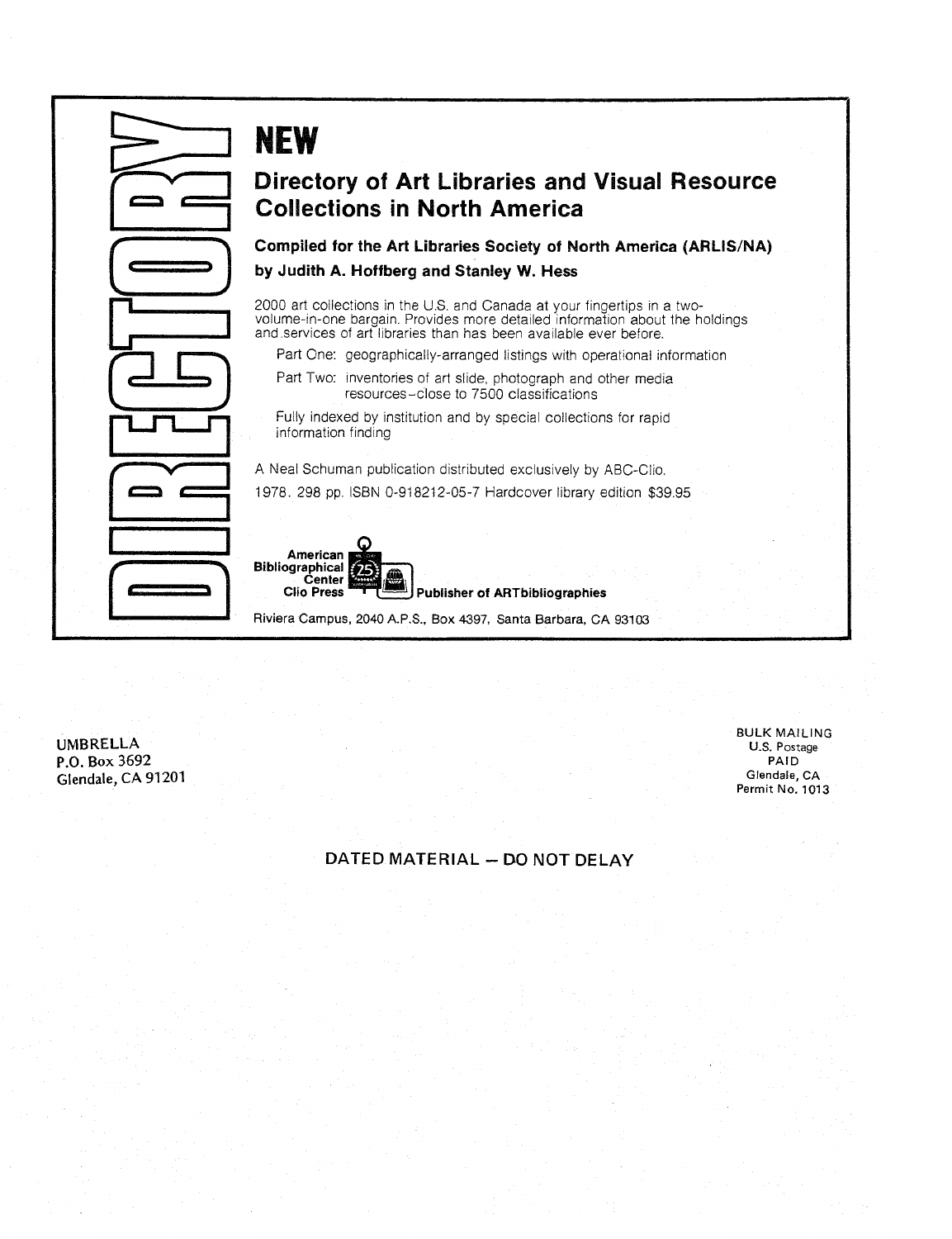DIRECTORY

# NEW

## Directory of Art Libraries and Visual Resource Collections in North America

**Compiled for the Art Libraries Society of North America (ARLIS/NA) by Judith A. Hoffberg and Stanley W. Hess**

2000 art collections in the U.S. and Canada at your fingertips in a two-volume-in-one bargain. Provides more detailed information about the holdings and services of art libraries than has been available ever before.

Part One: geographically-arranged listings with operational information

Part Two: inventories of art slide, photograph and other media resources–close to 7500 classifications

Fully indexed by institution and by special collections for rapid information finding

A Neal Schuman publication distributed exclusively by ABC-Clio.

1978. 298 pp. ISBN 0-918212-05-7 Hardcover library edition $39.95

**American Bibliographical Center Clio Press** **Publisher of ARTbibliographies**

Riviera Campus, 2040 A.P.S., Box 4397, Santa Barbara, CA 93103

UMBRELLA
P.O. Box 3692
Glendale, CA 91201

BULK MAILING
U.S. Postage
PAID
Glendale, CA
Permit No. 1013

DATED MATERIAL – DO NOT DELAY